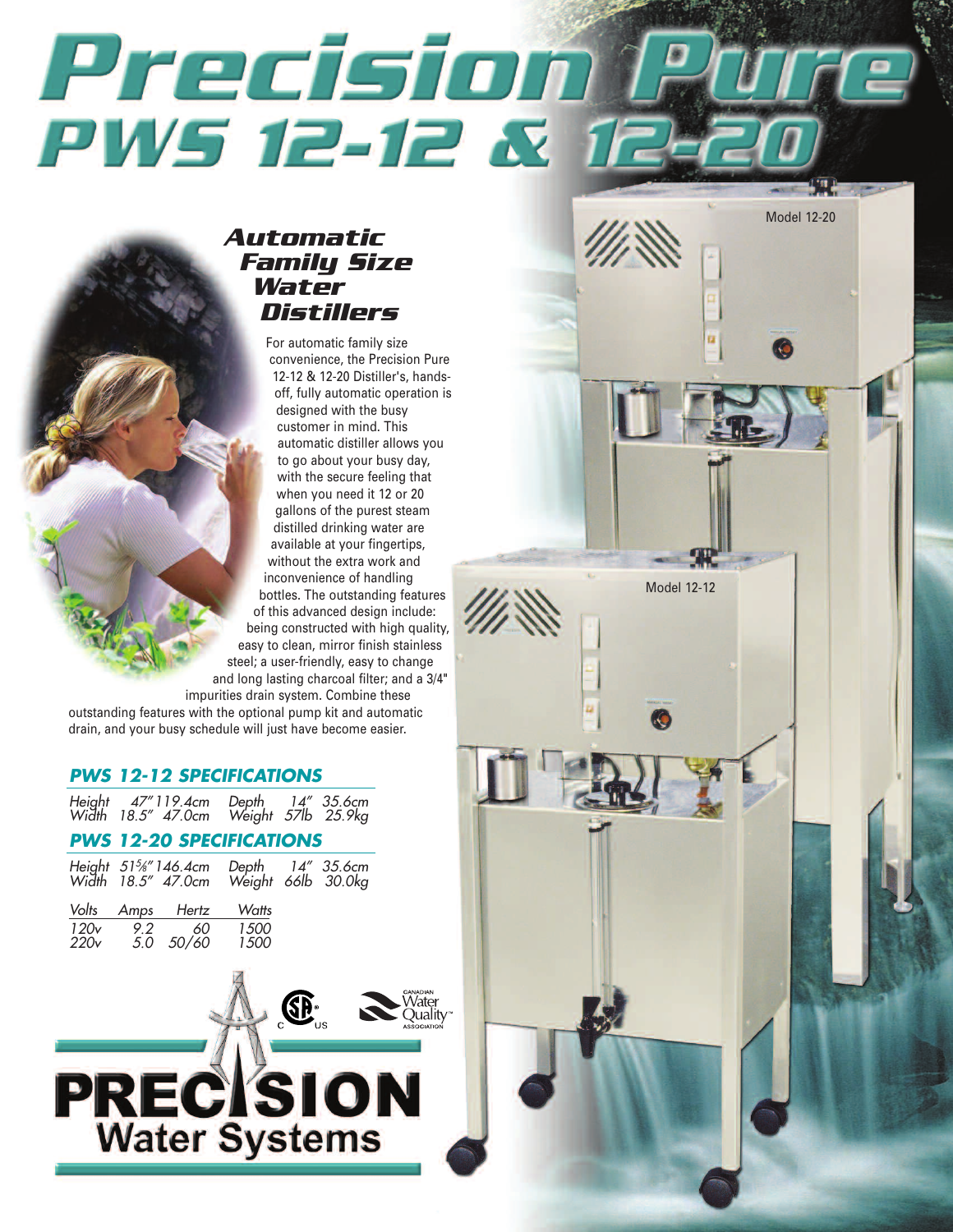# Precision Pure PWS 12-12 & 12-20

## Automatic Family Size Water Distillers

For automatic family size convenience, the Precision Pure 12-12 & 12-20 Distiller's, hands-off, fully automatic operation is designed with the busy customer in mind. This automatic distiller allows you to go about your busy day, with the secure feeling that when you need it 12 or 20 gallons of the purest steam distilled drinking water are available at your fingertips, without the extra work and inconvenience of handling bottles. The outstanding features of this advanced design include: being constructed with high quality, easy to clean, mirror finish stainless steel; a user-friendly, easy to change and long lasting charcoal filter; and a 3/4" impurities drain system. Combine these outstanding features with the optional pump kit and automatic drain, and your busy schedule will just have become easier.

Model 12-20

Model 12-12

### PWS 12-12 SPECIFICATIONS

| | | | | | |
|---|---|---|---|---|---|
| Height | 47" | 119.4cm | Depth | 14" | 35.6cm |
| Width | 18.5" | 47.0cm | Weight | 57lb | 25.9kg |

### PWS 12-20 SPECIFICATIONS

| | | | | | |
|---|---|---|---|---|---|
| Height | 51⅝" | 146.4cm | Depth | 14" | 35.6cm |
| Width | 18.5" | 47.0cm | Weight | 66lb | 30.0kg |

| Volts | Amps | Hertz | Watts |
|---|---|---|---|
| 120v | 9.2 | 60 | 1500 |
| 220v | 5.0 | 50/60 | 1500 |

Canadian Water Quality Association

**PRECISION Water Systems**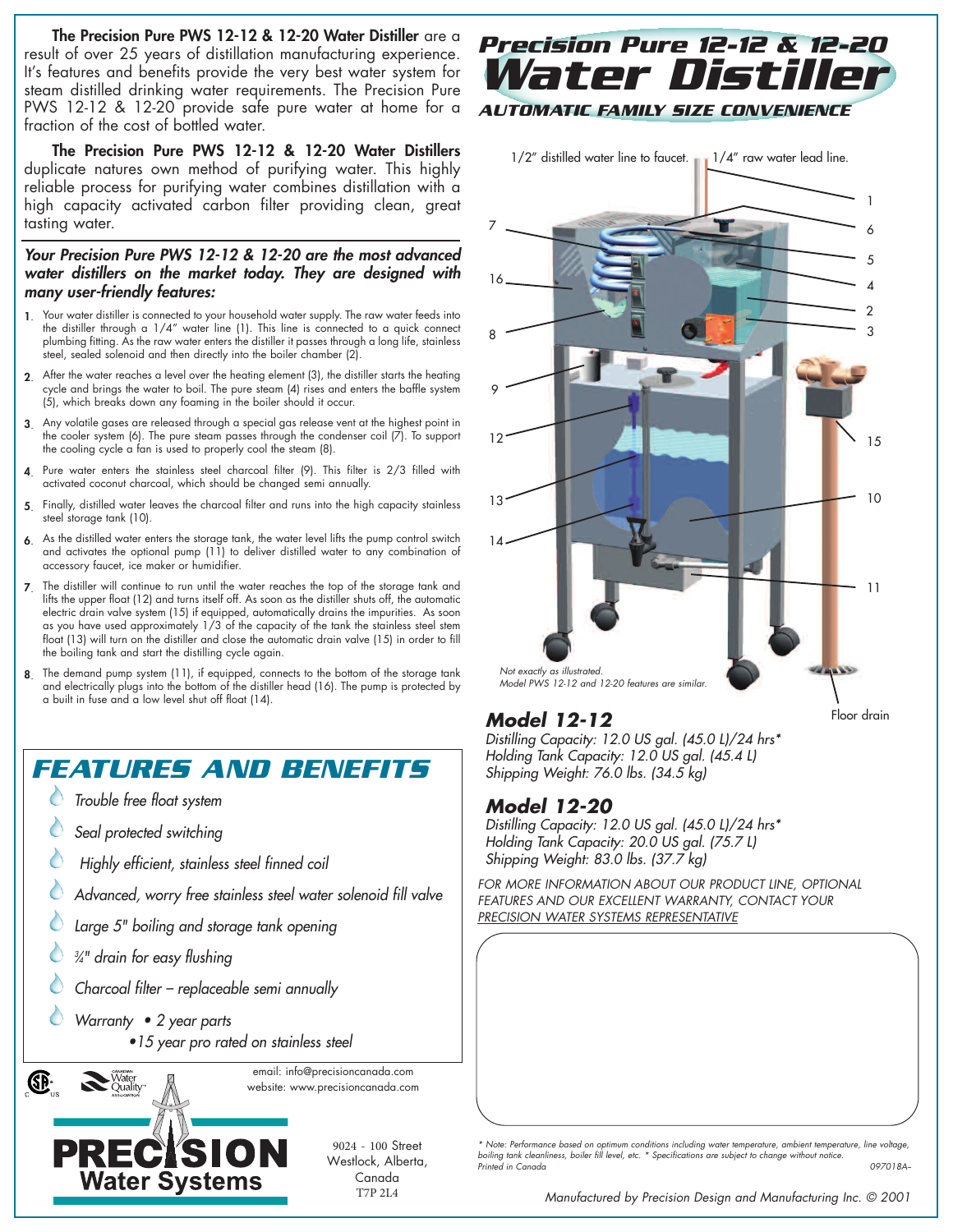**The Precision Pure PWS 12-12 & 12-20 Water Distiller** are a result of over 25 years of distillation manufacturing experience. It's features and benefits provide the very best water system for steam distilled drinking water requirements. The Precision Pure PWS 12-12 & 12-20 provide safe pure water at home for a fraction of the cost of bottled water.

**The Precision Pure PWS 12-12 & 12-20 Water Distillers** duplicate natures own method of purifying water. This highly reliable process for purifying water combines distillation with a high capacity activated carbon filter providing clean, great tasting water.

***Your Precision Pure PWS 12-12 & 12-20 are the most advanced water distillers on the market today. They are designed with many user-friendly features:***

1. Your water distiller is connected to your household water supply. The raw water feeds into the distiller through a 1/4" water line (1). This line is connected to a quick connect plumbing fitting. As the raw water enters the distiller it passes through a long life, stainless steel, sealed solenoid and then directly into the boiler chamber (2).
2. After the water reaches a level over the heating element (3), the distiller starts the heating cycle and brings the water to boil. The pure steam (4) rises and enters the baffle system (5), which breaks down any foaming in the boiler should it occur.
3. Any volatile gases are released through a special gas release vent at the highest point in the cooler system (6). The pure steam passes through the condenser coil (7). To support the cooling cycle a fan is used to properly cool the steam (8).
4. Pure water enters the stainless steel charcoal filter (9). This filter is 2/3 filled with activated coconut charcoal, which should be changed semi annually.
5. Finally, distilled water leaves the charcoal filter and runs into the high capacity stainless steel storage tank (10).
6. As the distilled water enters the storage tank, the water level lifts the pump control switch and activates the optional pump (11) to deliver distilled water to any combination of accessory faucet, ice maker or humidifier.
7. The distiller will continue to run until the water reaches the top of the storage tank and lifts the upper float (12) and turns itself off. As soon as the distiller shuts off, the automatic electric drain valve system (15) if equipped, automatically drains the impurities. As soon as you have used approximately 1/3 of the capacity of the tank the stainless steel stem float (13) will turn on the distiller and close the automatic drain valve (15) in order to fill the boiling tank and start the distilling cycle again.
8. The demand pump system (11), if equipped, connects to the bottom of the storage tank and electrically plugs into the bottom of the distiller head (16). The pump is protected by a built in fuse and a low level shut off float (14).

## FEATURES AND BENEFITS

- *Trouble free float system*
- *Seal protected switching*
- *Highly efficient, stainless steel finned coil*
- *Advanced, worry free stainless steel water solenoid fill valve*
- *Large 5" boiling and storage tank opening*
- *¾" drain for easy flushing*
- *Charcoal filter – replaceable semi annually*
- *Warranty • 2 year parts*
  *•15 year pro rated on stainless steel*

email: info@precisioncanada.com
website: www.precisioncanada.com

PRECISION Water Systems

9024 - 100 Street
Westlock, Alberta,
Canada
T7P 2L4

# Precision Pure 12-12 & 12-20 Water Distiller

### AUTOMATIC FAMILY SIZE CONVENIENCE

1/2" distilled water line to faucet.
1/4" raw water lead line.
1
2
3
4
5
6
7
8
9
10
11
12
13
14
15
16
Floor drain

*Not exactly as illustrated.*
*Model PWS 12-12 and 12-20 features are similar.*

## Model 12-12

*Distilling Capacity: 12.0 US gal. (45.0 L)/24 hrs\**
*Holding Tank Capacity: 12.0 US gal. (45.4 L)*
*Shipping Weight: 76.0 lbs. (34.5 kg)*

## Model 12-20

*Distilling Capacity: 12.0 US gal. (45.0 L)/24 hrs\**
*Holding Tank Capacity: 20.0 US gal. (75.7 L)*
*Shipping Weight: 83.0 lbs. (37.7 kg)*

*FOR MORE INFORMATION ABOUT OUR PRODUCT LINE, OPTIONAL FEATURES AND OUR EXCELLENT WARRANTY, CONTACT YOUR PRECISION WATER SYSTEMS REPRESENTATIVE*

*\* Note: Performance based on optimum conditions including water temperature, ambient temperature, line voltage, boiling tank cleanliness, boiler fill level, etc. \* Specifications are subject to change without notice.*
*Printed in Canada* 097018A–

*Manufactured by Precision Design and Manufacturing Inc. © 2001*